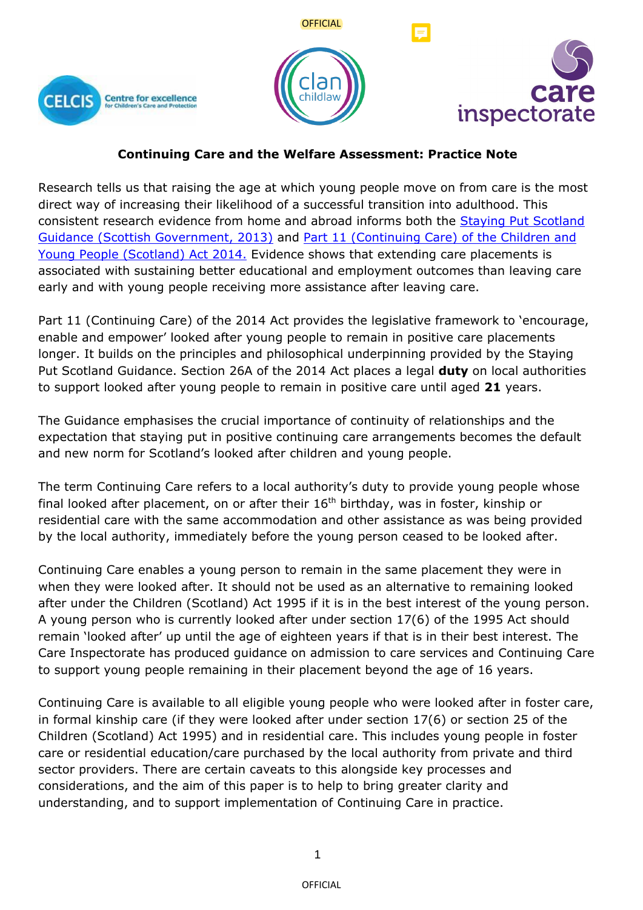# Continuing Care and the Welfare Assessment: Practice Note

Research tells us that raising the age at which young people move on from care is the most direct way of increasing their likelihood of a successful transition into adulthood. This consistent research evidence from home and abroad informs both the Staying Put Scotland Guidance (Scottish Government, 2013) and Part 11 (Continuing Care) of the Children and Young People (Scotland) Act 2014. Evidence shows that extending care placements is associated with sustaining better educational and employment outcomes than leaving care early and with young people receiving more assistance after leaving care.

Part 11 (Continuing Care) of the 2014 Act provides the legislative framework to 'encourage, enable and empower' looked after young people to remain in positive care placements longer. It builds on the principles and philosophical underpinning provided by the Staying Put Scotland Guidance. Section 26A of the 2014 Act places a legal **duty** on local authorities to support looked after young people to remain in positive care until aged **21** years.

The Guidance emphasises the crucial importance of continuity of relationships and the expectation that staying put in positive continuing care arrangements becomes the default and new norm for Scotland's looked after children and young people.

The term Continuing Care refers to a local authority's duty to provide young people whose final looked after placement, on or after their 16th birthday, was in foster, kinship or residential care with the same accommodation and other assistance as was being provided by the local authority, immediately before the young person ceased to be looked after.

Continuing Care enables a young person to remain in the same placement they were in when they were looked after. It should not be used as an alternative to remaining looked after under the Children (Scotland) Act 1995 if it is in the best interest of the young person. A young person who is currently looked after under section 17(6) of the 1995 Act should remain 'looked after' up until the age of eighteen years if that is in their best interest. The Care Inspectorate has produced guidance on admission to care services and Continuing Care to support young people remaining in their placement beyond the age of 16 years.

Continuing Care is available to all eligible young people who were looked after in foster care, in formal kinship care (if they were looked after under section 17(6) or section 25 of the Children (Scotland) Act 1995) and in residential care. This includes young people in foster care or residential education/care purchased by the local authority from private and third sector providers. There are certain caveats to this alongside key processes and considerations, and the aim of this paper is to help to bring greater clarity and understanding, and to support implementation of Continuing Care in practice.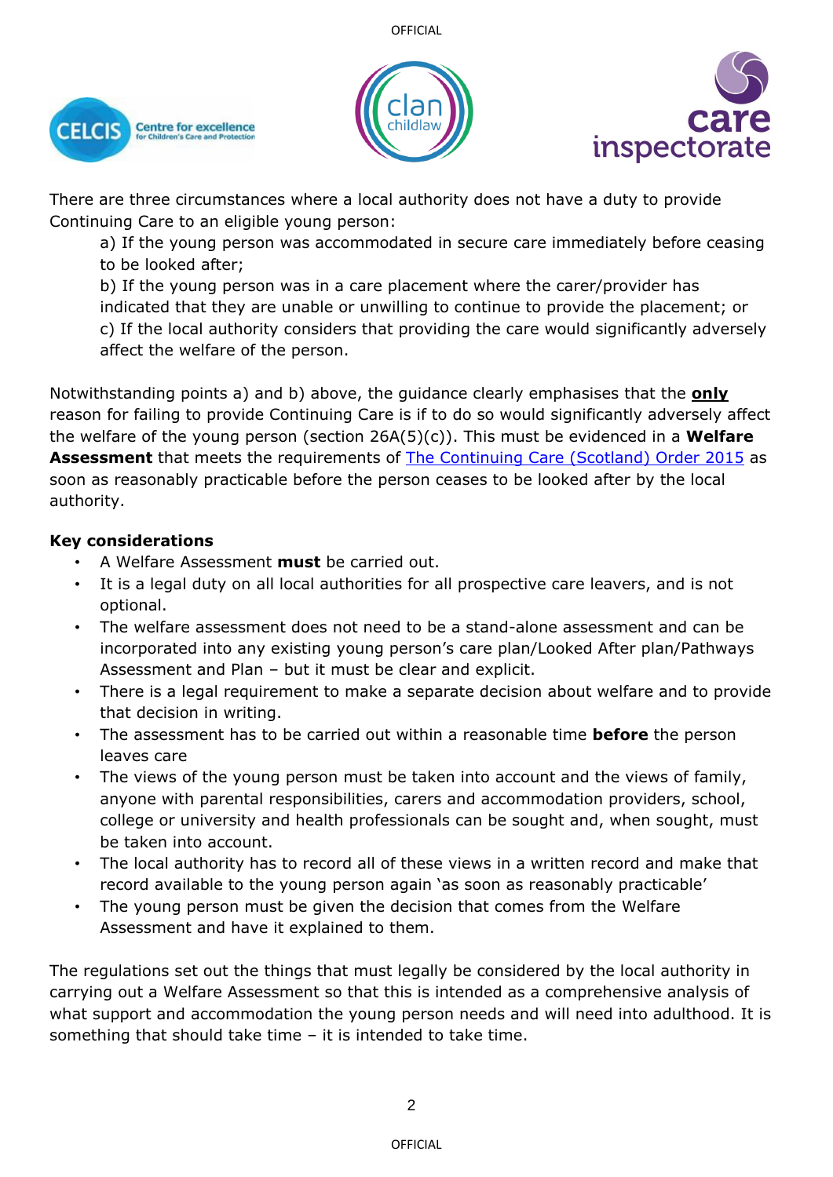There are three circumstances where a local authority does not have a duty to provide Continuing Care to an eligible young person:

a) If the young person was accommodated in secure care immediately before ceasing to be looked after;

b) If the young person was in a care placement where the carer/provider has indicated that they are unable or unwilling to continue to provide the placement; or

c) If the local authority considers that providing the care would significantly adversely affect the welfare of the person.

Notwithstanding points a) and b) above, the guidance clearly emphasises that the **only** reason for failing to provide Continuing Care is if to do so would significantly adversely affect the welfare of the young person (section 26A(5)(c)). This must be evidenced in a **Welfare Assessment** that meets the requirements of [The Continuing Care (Scotland) Order 2015]() as soon as reasonably practicable before the person ceases to be looked after by the local authority.

**Key considerations**

- A Welfare Assessment **must** be carried out.
- It is a legal duty on all local authorities for all prospective care leavers, and is not optional.
- The welfare assessment does not need to be a stand-alone assessment and can be incorporated into any existing young person's care plan/Looked After plan/Pathways Assessment and Plan – but it must be clear and explicit.
- There is a legal requirement to make a separate decision about welfare and to provide that decision in writing.
- The assessment has to be carried out within a reasonable time **before** the person leaves care
- The views of the young person must be taken into account and the views of family, anyone with parental responsibilities, carers and accommodation providers, school, college or university and health professionals can be sought and, when sought, must be taken into account.
- The local authority has to record all of these views in a written record and make that record available to the young person again 'as soon as reasonably practicable'
- The young person must be given the decision that comes from the Welfare Assessment and have it explained to them.

The regulations set out the things that must legally be considered by the local authority in carrying out a Welfare Assessment so that this is intended as a comprehensive analysis of what support and accommodation the young person needs and will need into adulthood. It is something that should take time – it is intended to take time.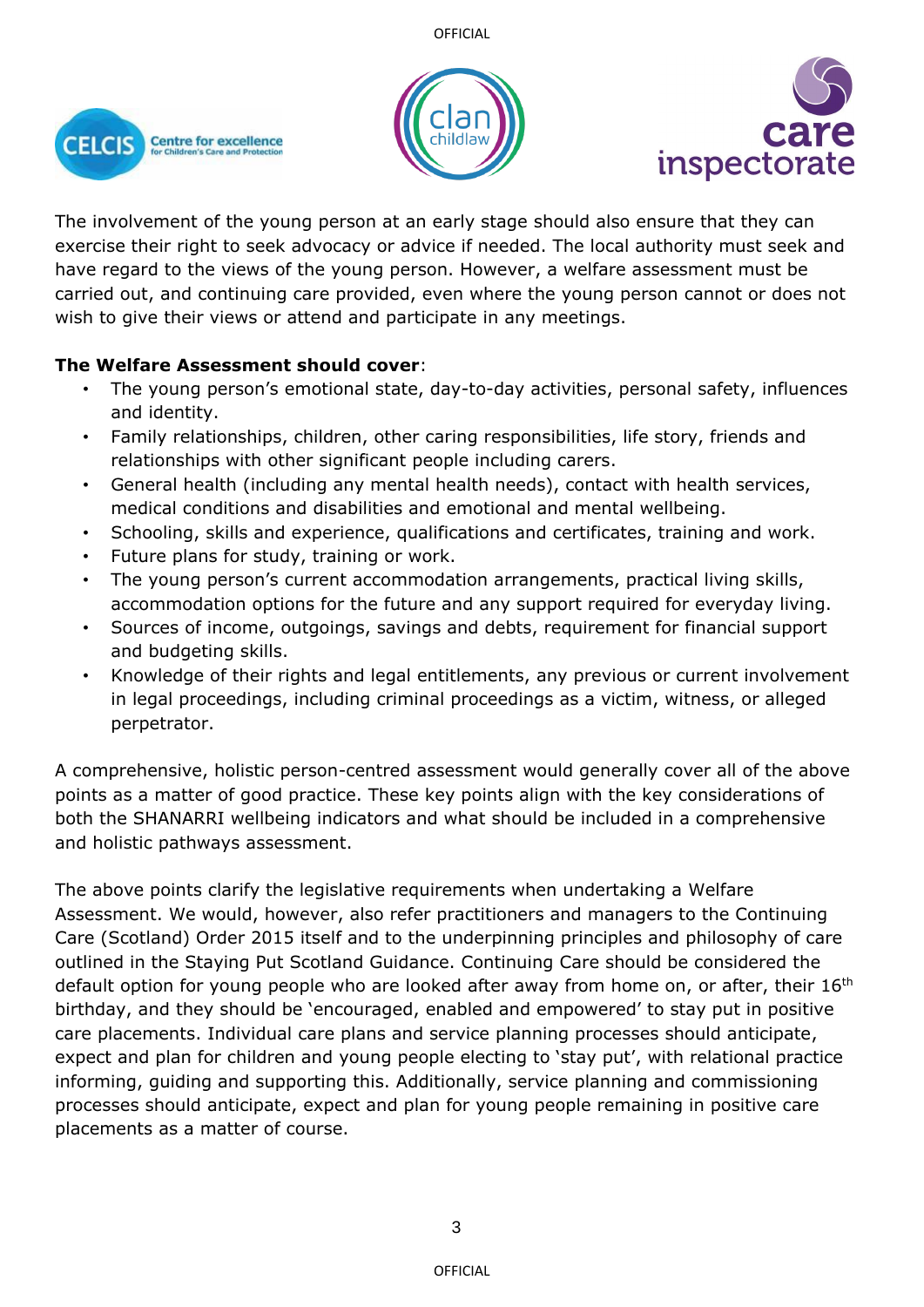The involvement of the young person at an early stage should also ensure that they can exercise their right to seek advocacy or advice if needed. The local authority must seek and have regard to the views of the young person. However, a welfare assessment must be carried out, and continuing care provided, even where the young person cannot or does not wish to give their views or attend and participate in any meetings.

**The Welfare Assessment should cover**:

- The young person's emotional state, day-to-day activities, personal safety, influences and identity.
- Family relationships, children, other caring responsibilities, life story, friends and relationships with other significant people including carers.
- General health (including any mental health needs), contact with health services, medical conditions and disabilities and emotional and mental wellbeing.
- Schooling, skills and experience, qualifications and certificates, training and work.
- Future plans for study, training or work.
- The young person's current accommodation arrangements, practical living skills, accommodation options for the future and any support required for everyday living.
- Sources of income, outgoings, savings and debts, requirement for financial support and budgeting skills.
- Knowledge of their rights and legal entitlements, any previous or current involvement in legal proceedings, including criminal proceedings as a victim, witness, or alleged perpetrator.

A comprehensive, holistic person-centred assessment would generally cover all of the above points as a matter of good practice. These key points align with the key considerations of both the SHANARRI wellbeing indicators and what should be included in a comprehensive and holistic pathways assessment.

The above points clarify the legislative requirements when undertaking a Welfare Assessment. We would, however, also refer practitioners and managers to the Continuing Care (Scotland) Order 2015 itself and to the underpinning principles and philosophy of care outlined in the Staying Put Scotland Guidance. Continuing Care should be considered the default option for young people who are looked after away from home on, or after, their 16th birthday, and they should be 'encouraged, enabled and empowered' to stay put in positive care placements. Individual care plans and service planning processes should anticipate, expect and plan for children and young people electing to 'stay put', with relational practice informing, guiding and supporting this. Additionally, service planning and commissioning processes should anticipate, expect and plan for young people remaining in positive care placements as a matter of course.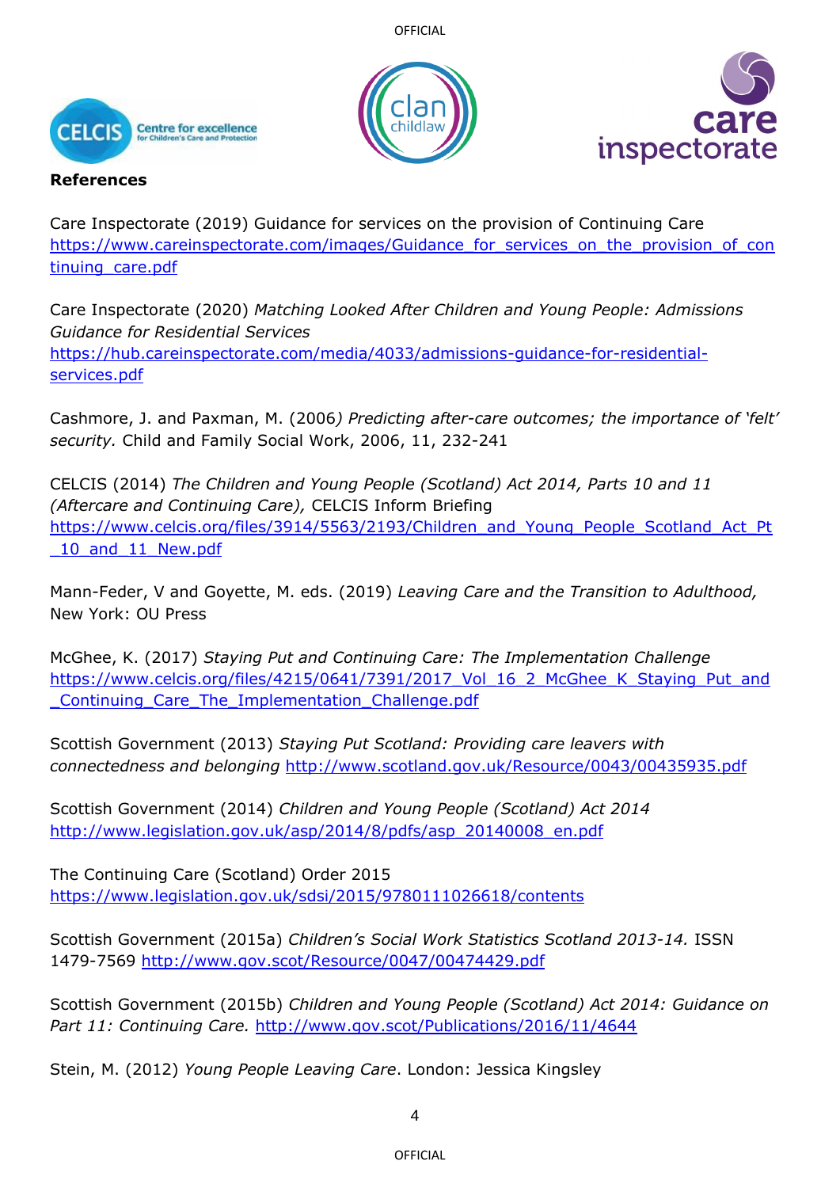**References**

Care Inspectorate (2019) Guidance for services on the provision of Continuing Care https://www.careinspectorate.com/images/Guidance_for_services_on_the_provision_of_continuing_care.pdf

Care Inspectorate (2020) *Matching Looked After Children and Young People: Admissions Guidance for Residential Services* https://hub.careinspectorate.com/media/4033/admissions-guidance-for-residential-services.pdf

Cashmore, J. and Paxman, M. (2006*) Predicting after-care outcomes; the importance of 'felt' security.* Child and Family Social Work, 2006, 11, 232-241

CELCIS (2014) *The Children and Young People (Scotland) Act 2014, Parts 10 and 11 (Aftercare and Continuing Care),* CELCIS Inform Briefing https://www.celcis.org/files/3914/5563/2193/Children_and_Young_People_Scotland_Act_Pt_10_and_11_New.pdf

Mann-Feder, V and Goyette, M. eds. (2019) *Leaving Care and the Transition to Adulthood,* New York: OU Press

McGhee, K. (2017) *Staying Put and Continuing Care: The Implementation Challenge* https://www.celcis.org/files/4215/0641/7391/2017_Vol_16_2_McGhee_K_Staying_Put_and_Continuing_Care_The_Implementation_Challenge.pdf

Scottish Government (2013) *Staying Put Scotland: Providing care leavers with connectedness and belonging* http://www.scotland.gov.uk/Resource/0043/00435935.pdf

Scottish Government (2014) *Children and Young People (Scotland) Act 2014* http://www.legislation.gov.uk/asp/2014/8/pdfs/asp_20140008_en.pdf

The Continuing Care (Scotland) Order 2015 https://www.legislation.gov.uk/sdsi/2015/9780111026618/contents

Scottish Government (2015a) *Children's Social Work Statistics Scotland 2013-14.* ISSN 1479-7569 http://www.gov.scot/Resource/0047/00474429.pdf

Scottish Government (2015b) *Children and Young People (Scotland) Act 2014: Guidance on Part 11: Continuing Care.* http://www.gov.scot/Publications/2016/11/4644

Stein, M. (2012) *Young People Leaving Care*. London: Jessica Kingsley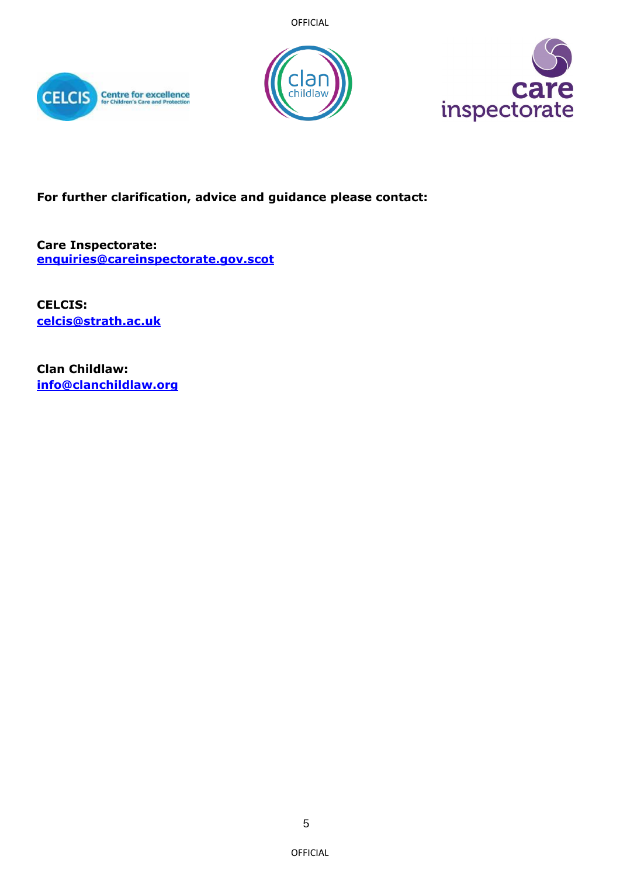**For further clarification, advice and guidance please contact:**

**Care Inspectorate:**
**enquiries@careinspectorate.gov.scot**

**CELCIS:**
**celcis@strath.ac.uk**

**Clan Childlaw:**
**info@clanchildlaw.org**